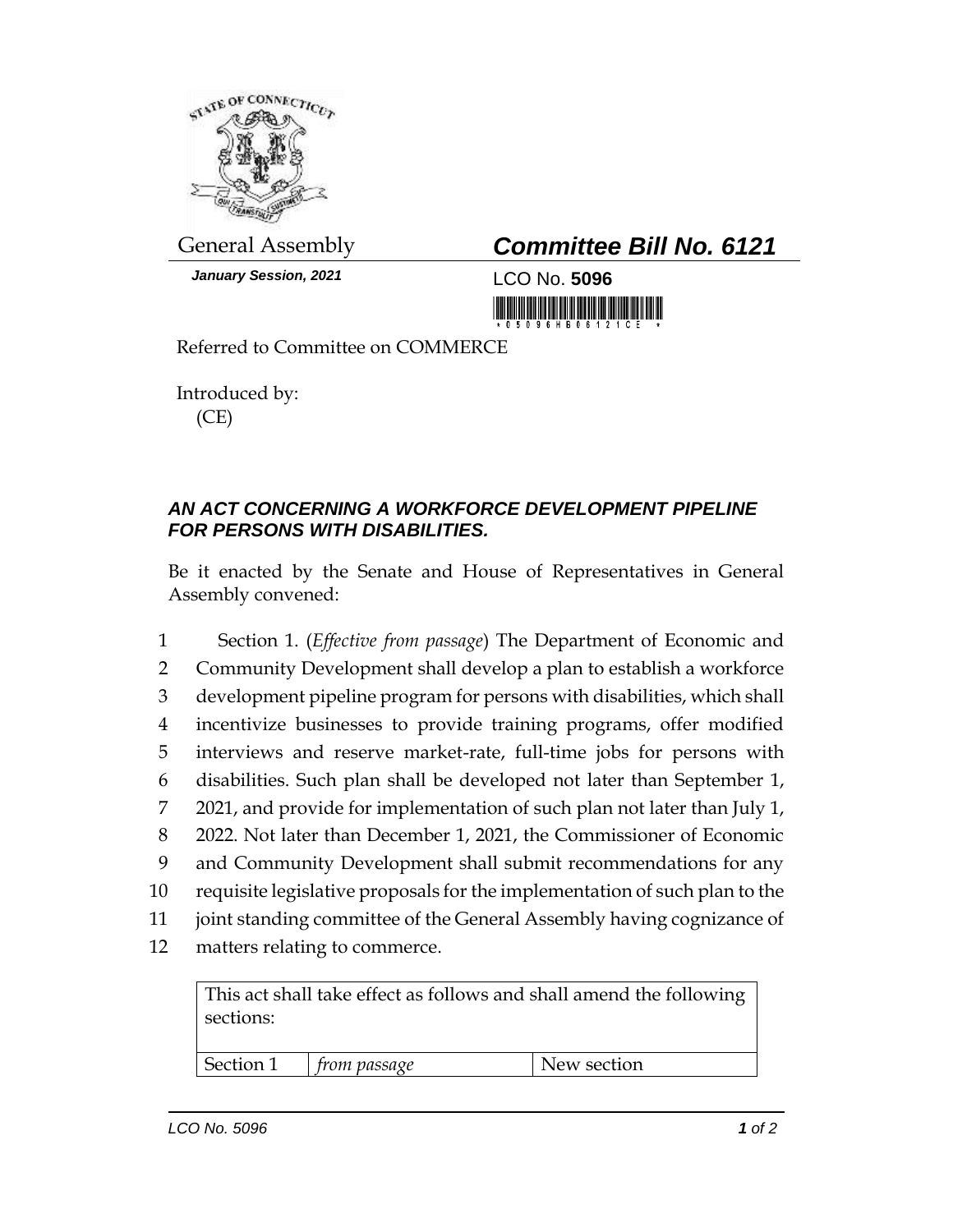General Assembly

# *Committee Bill No. 6121*

***January Session, 2021***

LCO No. **5096**

Referred to Committee on COMMERCE

Introduced by:
(CE)

### *AN ACT CONCERNING A WORKFORCE DEVELOPMENT PIPELINE FOR PERSONS WITH DISABILITIES.*

Be it enacted by the Senate and House of Representatives in General Assembly convened:

1 Section 1. (*Effective from passage*) The Department of Economic and
2 Community Development shall develop a plan to establish a workforce
3 development pipeline program for persons with disabilities, which shall
4 incentivize businesses to provide training programs, offer modified
5 interviews and reserve market-rate, full-time jobs for persons with
6 disabilities. Such plan shall be developed not later than September 1,
7 2021, and provide for implementation of such plan not later than July 1,
8 2022. Not later than December 1, 2021, the Commissioner of Economic
9 and Community Development shall submit recommendations for any
10 requisite legislative proposals for the implementation of such plan to the
11 joint standing committee of the General Assembly having cognizance of
12 matters relating to commerce.

| This act shall take effect as follows and shall amend the following sections: | | |
|---|---|---|
| Section 1 | *from passage* | New section |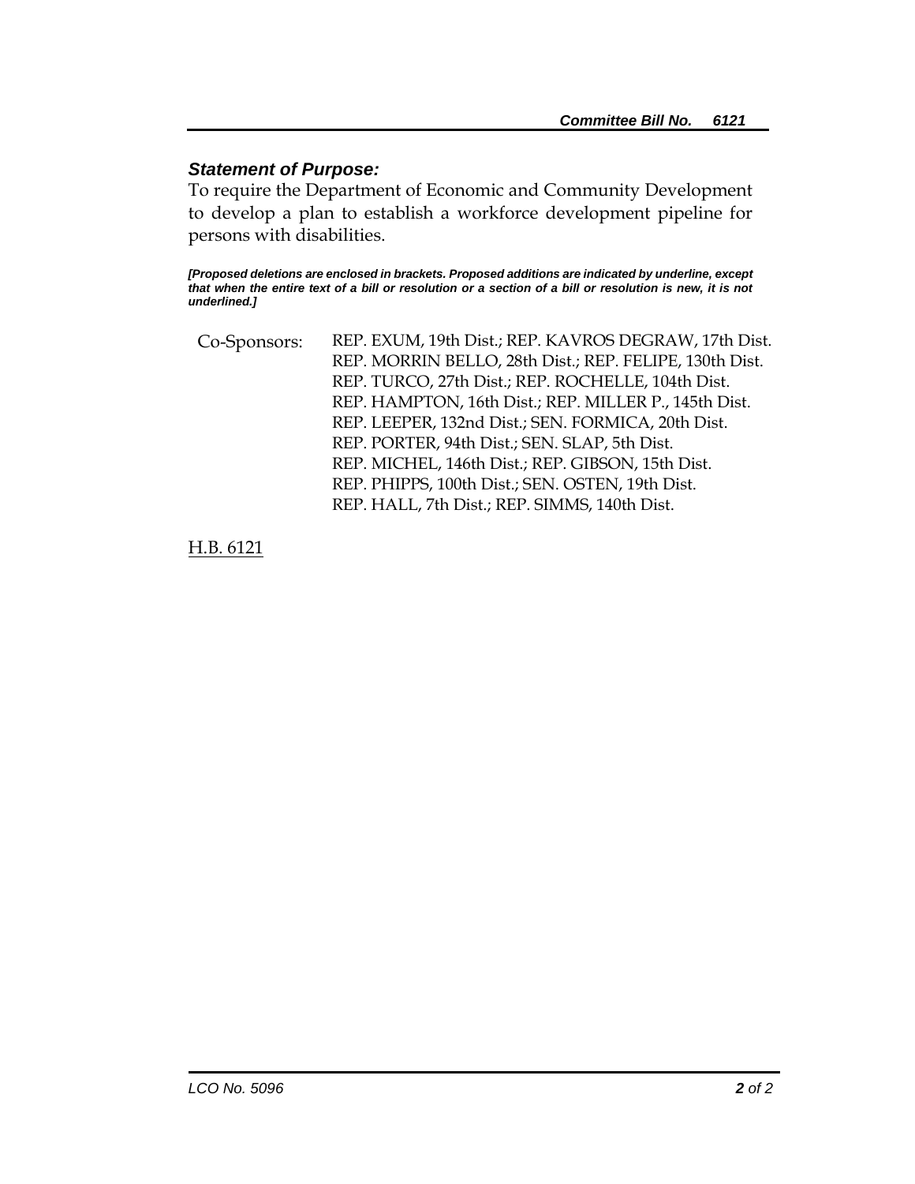### *Statement of Purpose:*

To require the Department of Economic and Community Development to develop a plan to establish a workforce development pipeline for persons with disabilities.

***[Proposed deletions are enclosed in brackets. Proposed additions are indicated by underline, except that when the entire text of a bill or resolution or a section of a bill or resolution is new, it is not underlined.]***

| | |
|---|---|
| Co-Sponsors: | REP. EXUM, 19th Dist.; REP. KAVROS DEGRAW, 17th Dist.<br>REP. MORRIN BELLO, 28th Dist.; REP. FELIPE, 130th Dist.<br>REP. TURCO, 27th Dist.; REP. ROCHELLE, 104th Dist.<br>REP. HAMPTON, 16th Dist.; REP. MILLER P., 145th Dist.<br>REP. LEEPER, 132nd Dist.; SEN. FORMICA, 20th Dist.<br>REP. PORTER, 94th Dist.; SEN. SLAP, 5th Dist.<br>REP. MICHEL, 146th Dist.; REP. GIBSON, 15th Dist.<br>REP. PHIPPS, 100th Dist.; SEN. OSTEN, 19th Dist.<br>REP. HALL, 7th Dist.; REP. SIMMS, 140th Dist. |

<u>H.B. 6121</u>